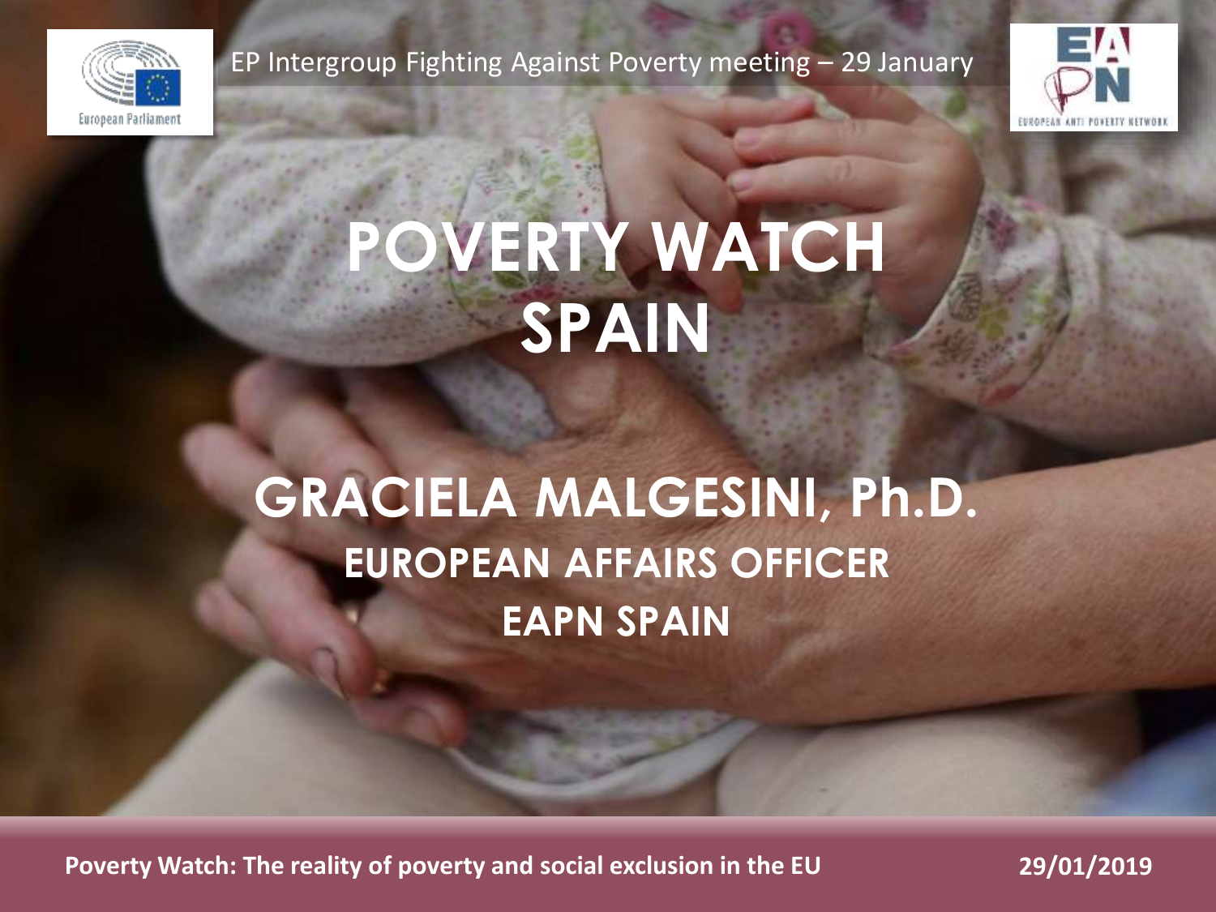EP Intergroup Fighting Against Poverty meeting – 29 January

# POVERTY WATCH SPAIN

## GRACIELA MALGESINI, Ph.D.

### EUROPEAN AFFAIRS OFFICER

### EAPN SPAIN

**Poverty Watch: The reality of poverty and social exclusion in the EU** **29/01/2019**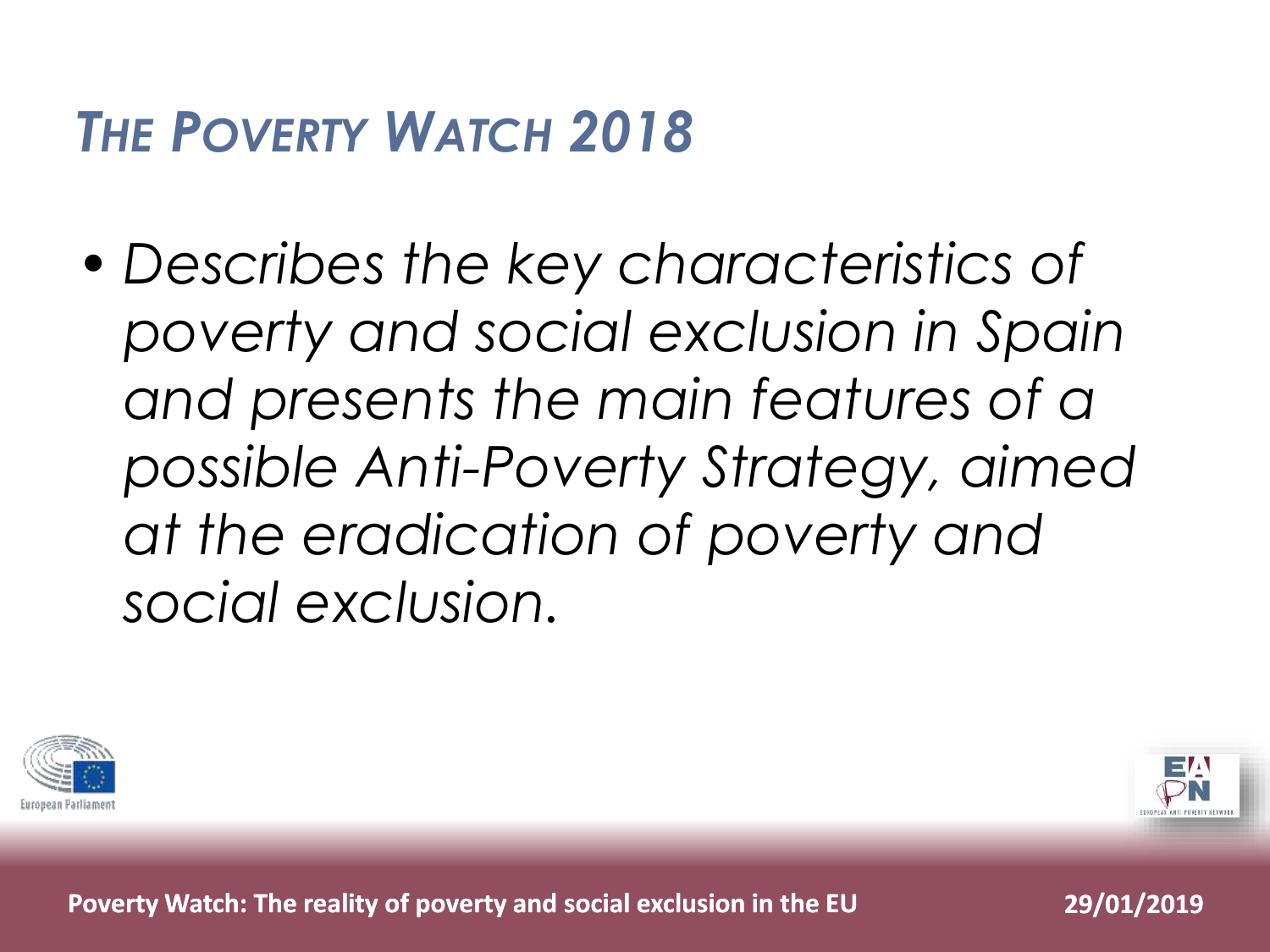# *The Poverty Watch 2018*

- *Describes the key characteristics of poverty and social exclusion in Spain and presents the main features of a possible Anti-Poverty Strategy, aimed at the eradication of poverty and social exclusion.*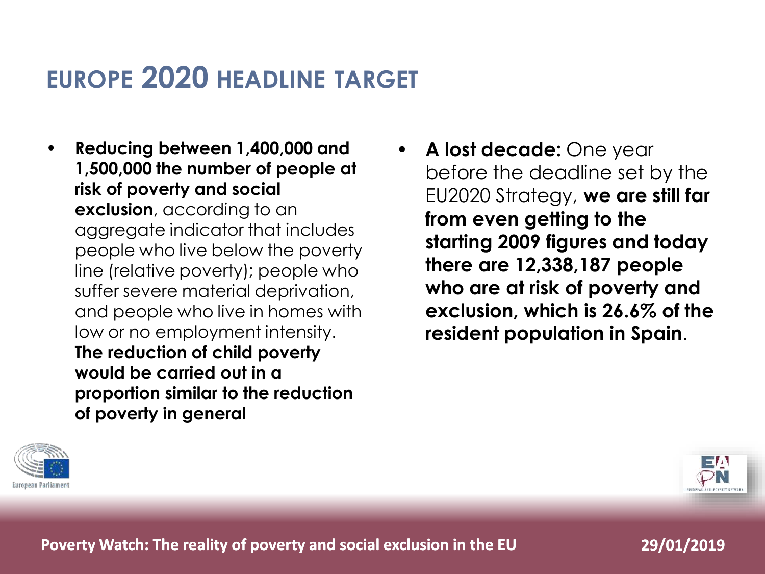# EUROPE 2020 HEADLINE TARGET

- **Reducing between 1,400,000 and 1,500,000 the number of people at risk of poverty and social exclusion**, according to an aggregate indicator that includes people who live below the poverty line (relative poverty); people who suffer severe material deprivation, and people who live in homes with low or no employment intensity. **The reduction of child poverty would be carried out in a proportion similar to the reduction of poverty in general**

- **A lost decade:** One year before the deadline set by the EU2020 Strategy, **we are still far from even getting to the starting 2009 figures and today there are 12,338,187 people who are at risk of poverty and exclusion, which is 26.6% of the resident population in Spain**.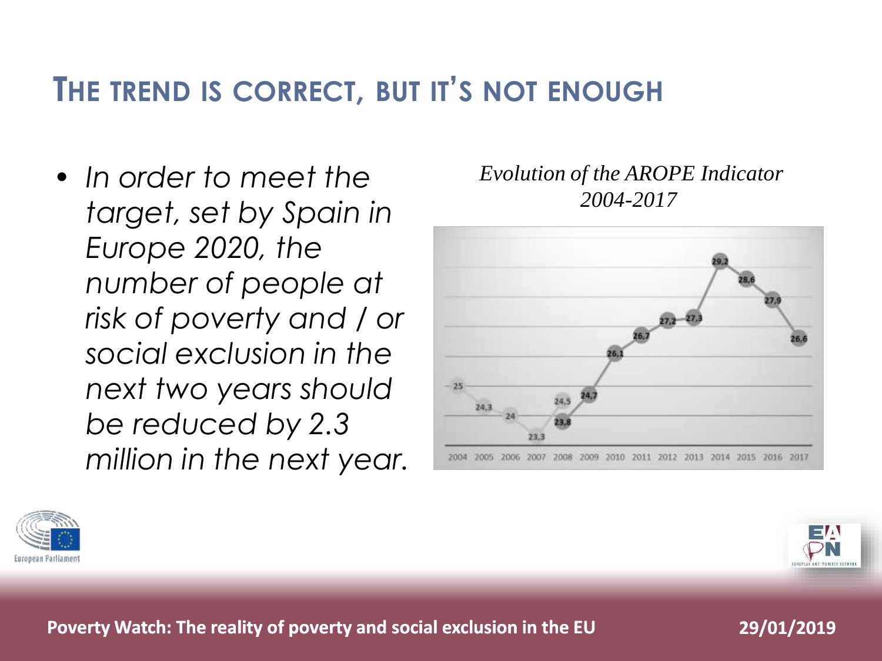## THE TREND IS CORRECT, BUT IT'S NOT ENOUGH

- *In order to meet the target, set by Spain in Europe 2020, the number of people at risk of poverty and / or social exclusion in the next two years should be reduced by 2.3 million in the next year.*

*Evolution of the AROPE Indicator 2004-2017*

| Year | 2004 | 2005 | 2006 | 2007 | 2008 | 2009 | 2010 | 2011 | 2012 | 2013 | 2014 | 2015 | 2016 | 2017 |
|---|---|---|---|---|---|---|---|---|---|---|---|---|---|---|
| AROPE | 25 | 24,3 | 24 | 23,3 | 24,5 / 23,8 | 24,7 | 26,1 | 26,7 | 27,2 | 27,3 | 29,2 | 28,6 | 27,9 | 26,6 |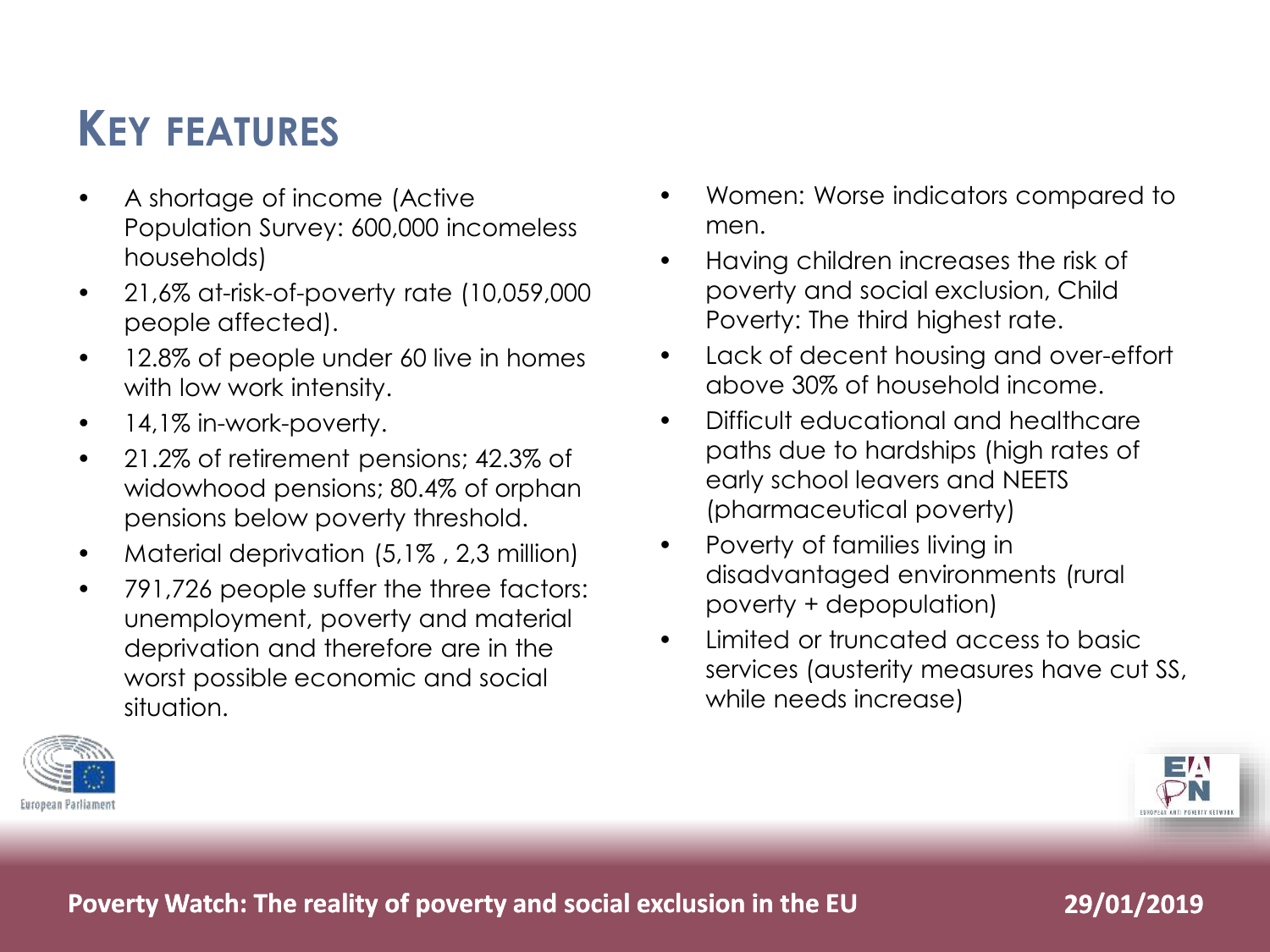## KEY FEATURES

- A shortage of income (Active Population Survey: 600,000 incomeless households)
- 21,6% at-risk-of-poverty rate (10,059,000 people affected).
- 12.8% of people under 60 live in homes with low work intensity.
- 14,1% in-work-poverty.
- 21.2% of retirement pensions; 42.3% of widowhood pensions; 80.4% of orphan pensions below poverty threshold.
- Material deprivation (5,1% , 2,3 million)
- 791,726 people suffer the three factors: unemployment, poverty and material deprivation and therefore are in the worst possible economic and social situation.
- Women: Worse indicators compared to men.
- Having children increases the risk of poverty and social exclusion, Child Poverty: The third highest rate.
- Lack of decent housing and over-effort above 30% of household income.
- Difficult educational and healthcare paths due to hardships (high rates of early school leavers and NEETS (pharmaceutical poverty)
- Poverty of families living in disadvantaged environments (rural poverty + depopulation)
- Limited or truncated access to basic services (austerity measures have cut SS, while needs increase)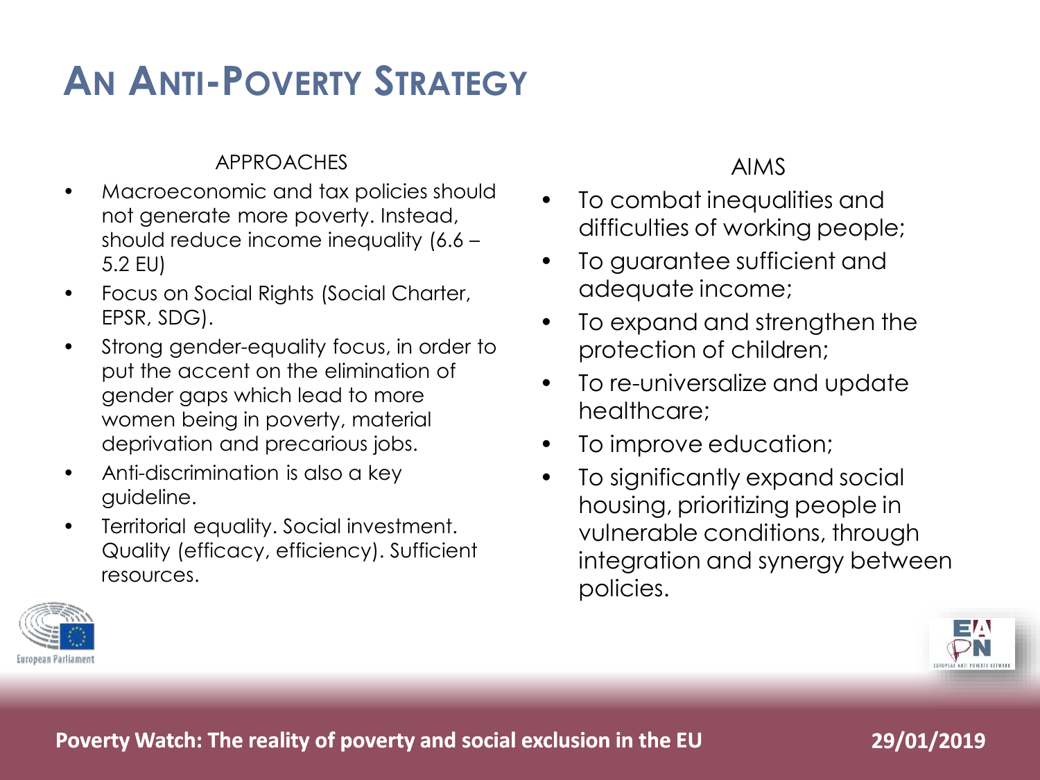# AN ANTI-POVERTY STRATEGY

### APPROACHES

- Macroeconomic and tax policies should not generate more poverty. Instead, should reduce income inequality (6.6 – 5.2 EU)
- Focus on Social Rights (Social Charter, EPSR, SDG).
- Strong gender-equality focus, in order to put the accent on the elimination of gender gaps which lead to more women being in poverty, material deprivation and precarious jobs.
- Anti-discrimination is also a key guideline.
- Territorial equality. Social investment. Quality (efficacy, efficiency). Sufficient resources.

### AIMS

- To combat inequalities and difficulties of working people;
- To guarantee sufficient and adequate income;
- To expand and strengthen the protection of children;
- To re-universalize and update healthcare;
- To improve education;
- To significantly expand social housing, prioritizing people in vulnerable conditions, through integration and synergy between policies.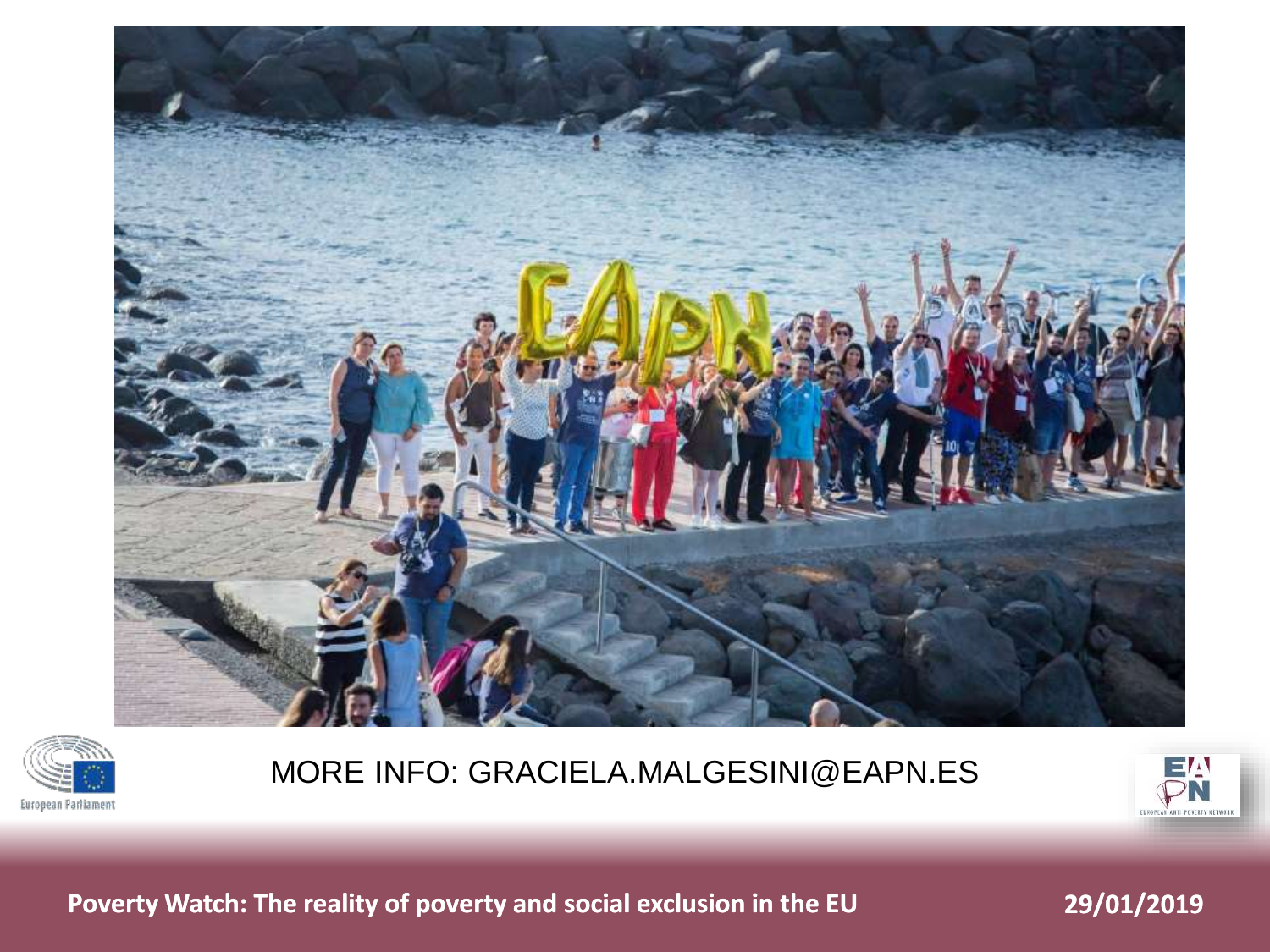MORE INFO: GRACIELA.MALGESINI@EAPN.ES